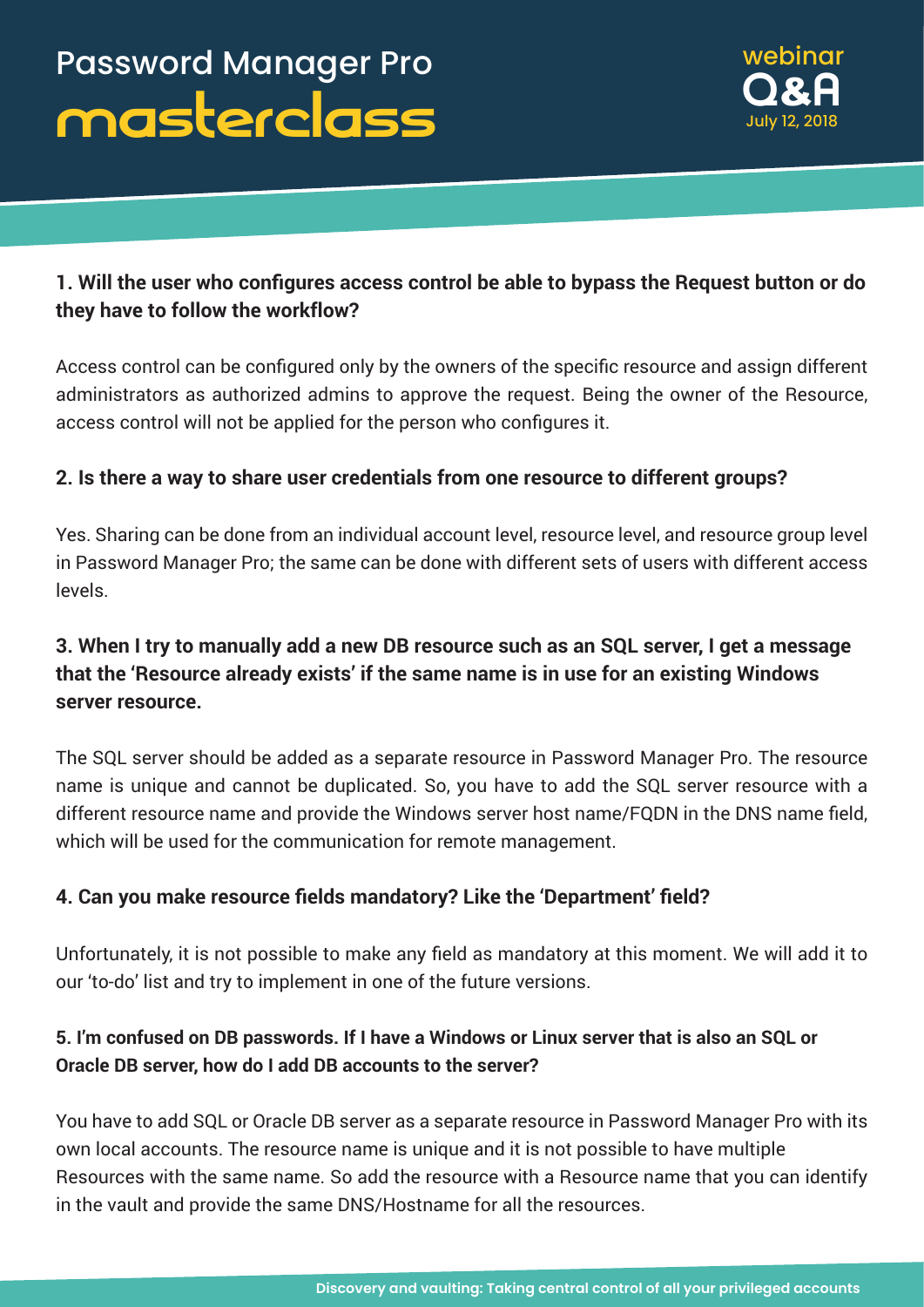# Password Manager Pro masterclass

webinar Q&A
July 12, 2018

**1. Will the user who configures access control be able to bypass the Request button or do they have to follow the workflow?**

Access control can be configured only by the owners of the specific resource and assign different administrators as authorized admins to approve the request. Being the owner of the Resource, access control will not be applied for the person who configures it.

**2. Is there a way to share user credentials from one resource to different groups?**

Yes. Sharing can be done from an individual account level, resource level, and resource group level in Password Manager Pro; the same can be done with different sets of users with different access levels.

**3. When I try to manually add a new DB resource such as an SQL server, I get a message that the 'Resource already exists' if the same name is in use for an existing Windows server resource.**

The SQL server should be added as a separate resource in Password Manager Pro. The resource name is unique and cannot be duplicated. So, you have to add the SQL server resource with a different resource name and provide the Windows server host name/FQDN in the DNS name field, which will be used for the communication for remote management.

**4. Can you make resource fields mandatory? Like the 'Department' field?**

Unfortunately, it is not possible to make any field as mandatory at this moment. We will add it to our 'to-do' list and try to implement in one of the future versions.

**5. I'm confused on DB passwords. If I have a Windows or Linux server that is also an SQL or Oracle DB server, how do I add DB accounts to the server?**

You have to add SQL or Oracle DB server as a separate resource in Password Manager Pro with its own local accounts. The resource name is unique and it is not possible to have multiple Resources with the same name. So add the resource with a Resource name that you can identify in the vault and provide the same DNS/Hostname for all the resources.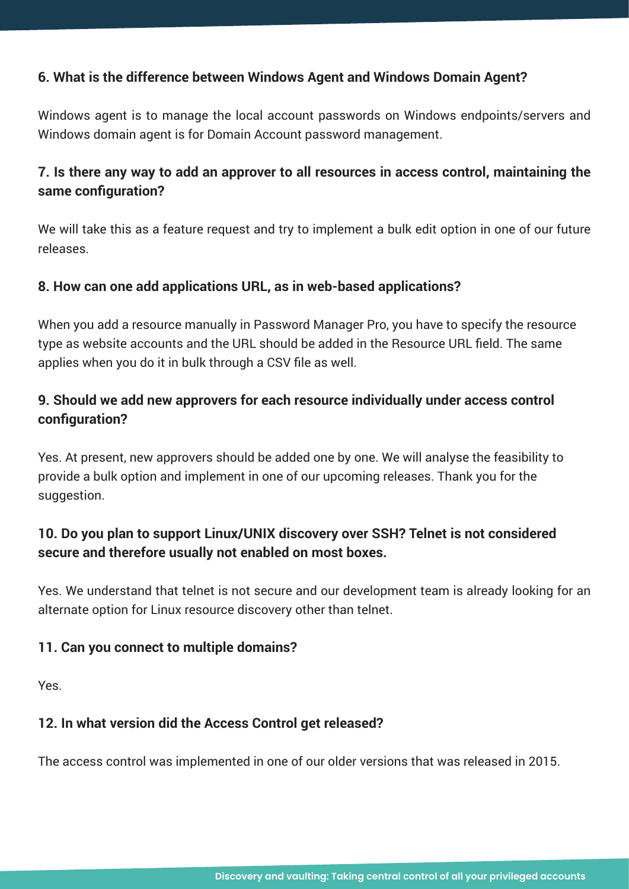**6. What is the difference between Windows Agent and Windows Domain Agent?**

Windows agent is to manage the local account passwords on Windows endpoints/servers and Windows domain agent is for Domain Account password management.

**7. Is there any way to add an approver to all resources in access control, maintaining the same configuration?**

We will take this as a feature request and try to implement a bulk edit option in one of our future releases.

**8. How can one add applications URL, as in web-based applications?**

When you add a resource manually in Password Manager Pro, you have to specify the resource type as website accounts and the URL should be added in the Resource URL field. The same applies when you do it in bulk through a CSV file as well.

**9. Should we add new approvers for each resource individually under access control configuration?**

Yes. At present, new approvers should be added one by one. We will analyse the feasibility to provide a bulk option and implement in one of our upcoming releases. Thank you for the suggestion.

**10. Do you plan to support Linux/UNIX discovery over SSH? Telnet is not considered secure and therefore usually not enabled on most boxes.**

Yes. We understand that telnet is not secure and our development team is already looking for an alternate option for Linux resource discovery other than telnet.

**11. Can you connect to multiple domains?**

Yes.

**12. In what version did the Access Control get released?**

The access control was implemented in one of our older versions that was released in 2015.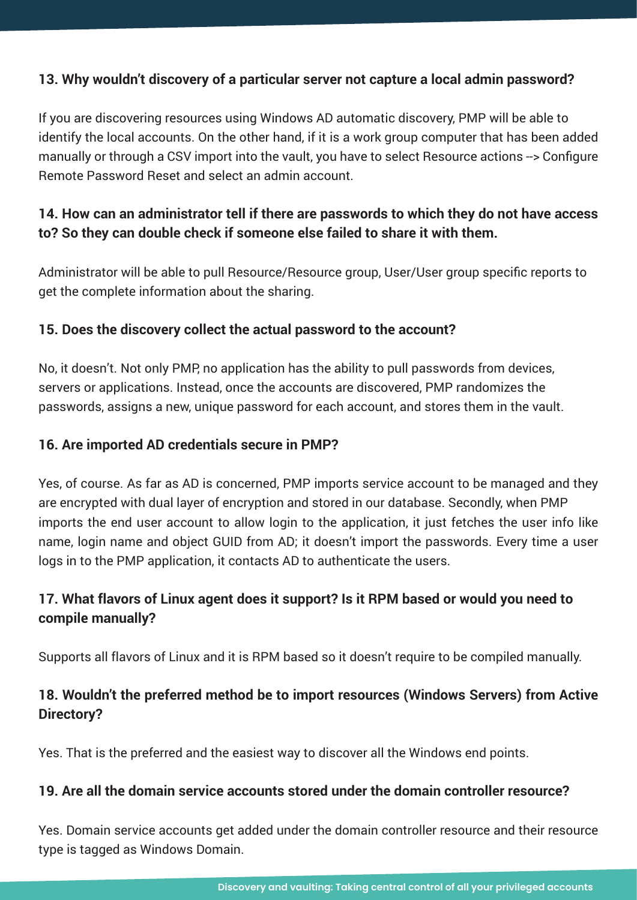### 13. Why wouldn't discovery of a particular server not capture a local admin password?

If you are discovering resources using Windows AD automatic discovery, PMP will be able to identify the local accounts. On the other hand, if it is a work group computer that has been added manually or through a CSV import into the vault, you have to select Resource actions --> Configure Remote Password Reset and select an admin account.

### 14. How can an administrator tell if there are passwords to which they do not have access to? So they can double check if someone else failed to share it with them.

Administrator will be able to pull Resource/Resource group, User/User group specific reports to get the complete information about the sharing.

### 15. Does the discovery collect the actual password to the account?

No, it doesn't. Not only PMP, no application has the ability to pull passwords from devices, servers or applications. Instead, once the accounts are discovered, PMP randomizes the passwords, assigns a new, unique password for each account, and stores them in the vault.

### 16. Are imported AD credentials secure in PMP?

Yes, of course. As far as AD is concerned, PMP imports service account to be managed and they are encrypted with dual layer of encryption and stored in our database. Secondly, when PMP imports the end user account to allow login to the application, it just fetches the user info like name, login name and object GUID from AD; it doesn't import the passwords. Every time a user logs in to the PMP application, it contacts AD to authenticate the users.

### 17. What flavors of Linux agent does it support? Is it RPM based or would you need to compile manually?

Supports all flavors of Linux and it is RPM based so it doesn't require to be compiled manually.

### 18. Wouldn't the preferred method be to import resources (Windows Servers) from Active Directory?

Yes. That is the preferred and the easiest way to discover all the Windows end points.

### 19. Are all the domain service accounts stored under the domain controller resource?

Yes. Domain service accounts get added under the domain controller resource and their resource type is tagged as Windows Domain.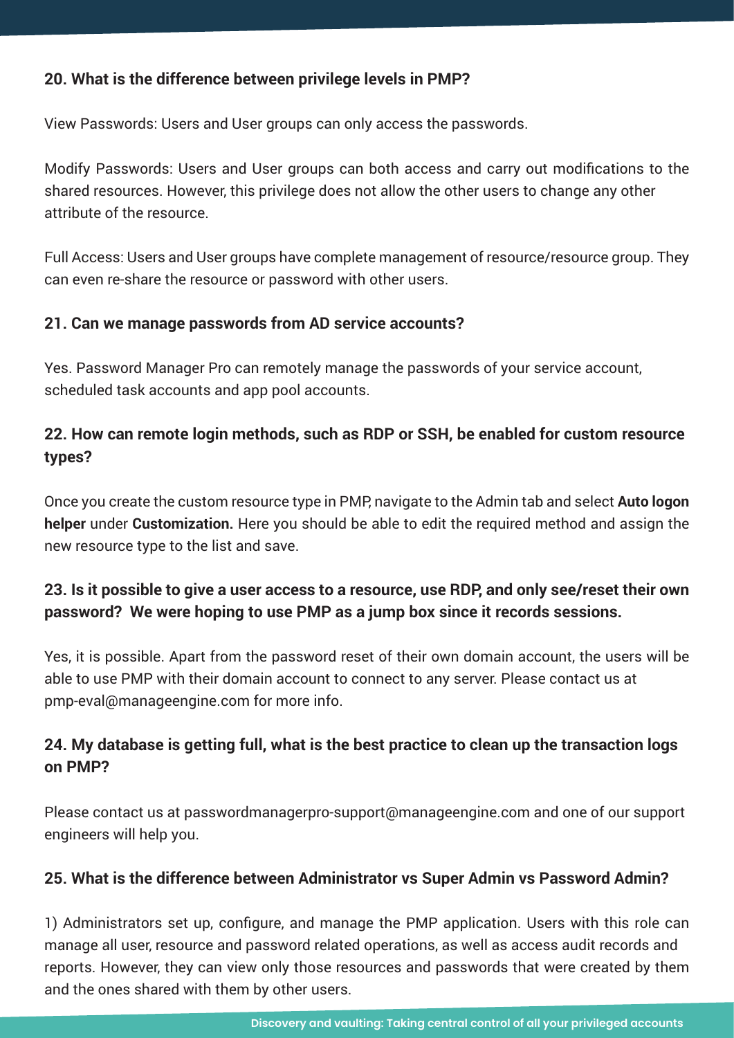### 20. What is the difference between privilege levels in PMP?

View Passwords: Users and User groups can only access the passwords.

Modify Passwords: Users and User groups can both access and carry out modifications to the shared resources. However, this privilege does not allow the other users to change any other attribute of the resource.

Full Access: Users and User groups have complete management of resource/resource group. They can even re-share the resource or password with other users.

### 21. Can we manage passwords from AD service accounts?

Yes. Password Manager Pro can remotely manage the passwords of your service account, scheduled task accounts and app pool accounts.

### 22. How can remote login methods, such as RDP or SSH, be enabled for custom resource types?

Once you create the custom resource type in PMP, navigate to the Admin tab and select **Auto logon helper** under **Customization.** Here you should be able to edit the required method and assign the new resource type to the list and save.

### 23. Is it possible to give a user access to a resource, use RDP, and only see/reset their own password? We were hoping to use PMP as a jump box since it records sessions.

Yes, it is possible. Apart from the password reset of their own domain account, the users will be able to use PMP with their domain account to connect to any server. Please contact us at pmp-eval@manageengine.com for more info.

### 24. My database is getting full, what is the best practice to clean up the transaction logs on PMP?

Please contact us at passwordmanagerpro-support@manageengine.com and one of our support engineers will help you.

### 25. What is the difference between Administrator vs Super Admin vs Password Admin?

1) Administrators set up, configure, and manage the PMP application. Users with this role can manage all user, resource and password related operations, as well as access audit records and reports. However, they can view only those resources and passwords that were created by them and the ones shared with them by other users.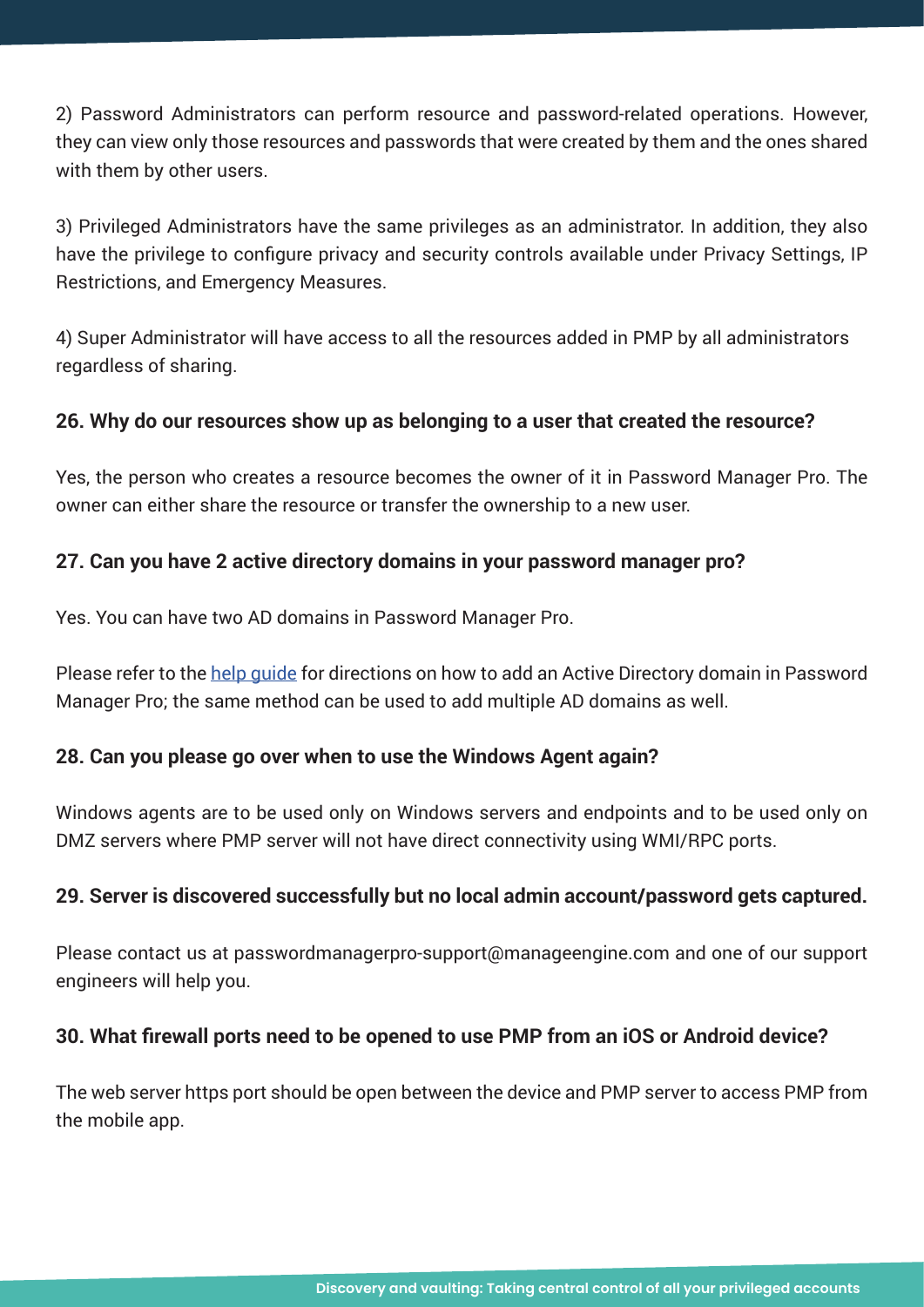2) Password Administrators can perform resource and password-related operations. However, they can view only those resources and passwords that were created by them and the ones shared with them by other users.

3) Privileged Administrators have the same privileges as an administrator. In addition, they also have the privilege to configure privacy and security controls available under Privacy Settings, IP Restrictions, and Emergency Measures.

4) Super Administrator will have access to all the resources added in PMP by all administrators regardless of sharing.

**26. Why do our resources show up as belonging to a user that created the resource?**

Yes, the person who creates a resource becomes the owner of it in Password Manager Pro. The owner can either share the resource or transfer the ownership to a new user.

**27. Can you have 2 active directory domains in your password manager pro?**

Yes. You can have two AD domains in Password Manager Pro.

Please refer to the help guide for directions on how to add an Active Directory domain in Password Manager Pro; the same method can be used to add multiple AD domains as well.

**28. Can you please go over when to use the Windows Agent again?**

Windows agents are to be used only on Windows servers and endpoints and to be used only on DMZ servers where PMP server will not have direct connectivity using WMI/RPC ports.

**29. Server is discovered successfully but no local admin account/password gets captured.**

Please contact us at passwordmanagerpro-support@manageengine.com and one of our support engineers will help you.

**30. What firewall ports need to be opened to use PMP from an iOS or Android device?**

The web server https port should be open between the device and PMP server to access PMP from the mobile app.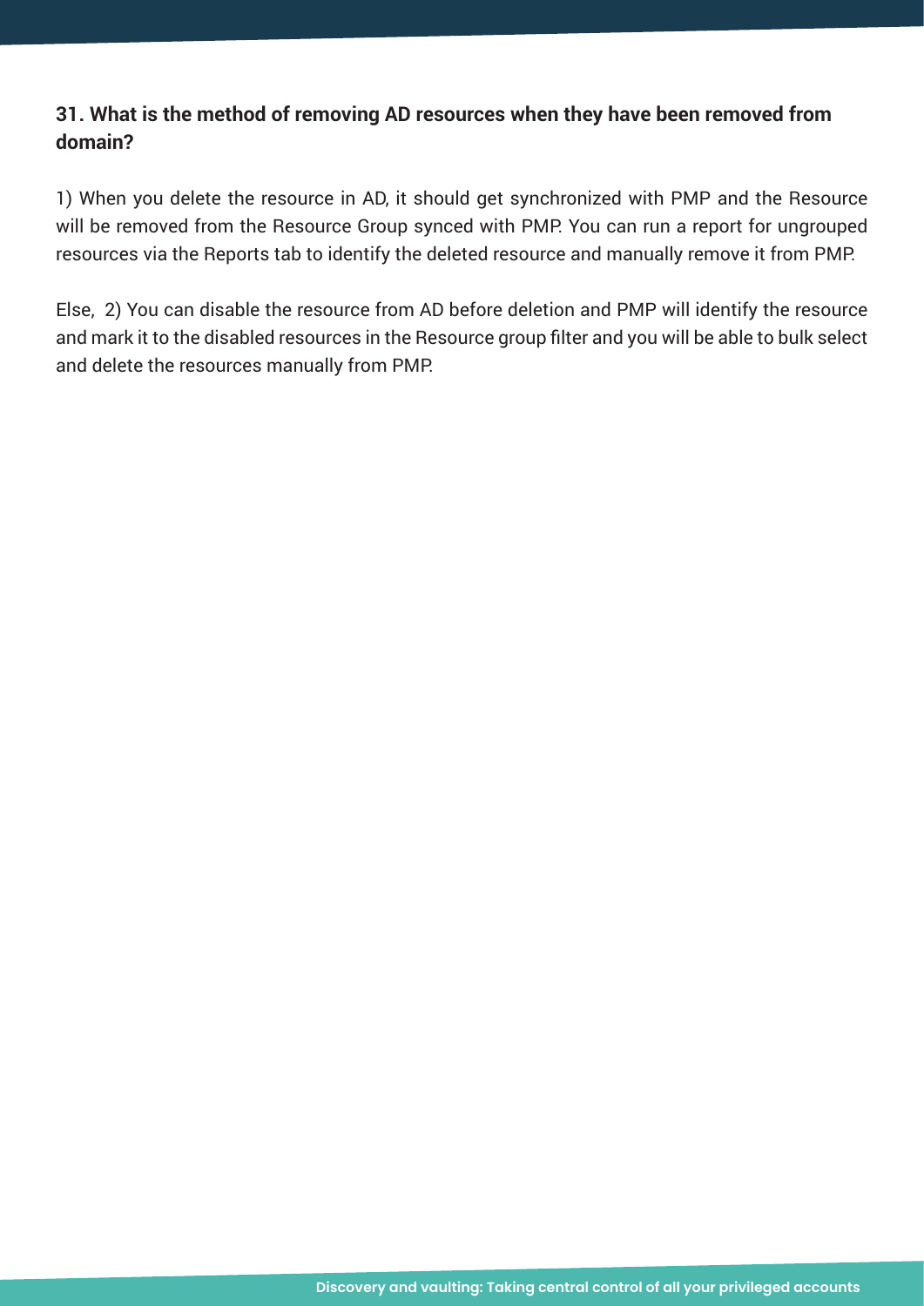### 31. What is the method of removing AD resources when they have been removed from domain?

1) When you delete the resource in AD, it should get synchronized with PMP and the Resource will be removed from the Resource Group synced with PMP. You can run a report for ungrouped resources via the Reports tab to identify the deleted resource and manually remove it from PMP.

Else, 2) You can disable the resource from AD before deletion and PMP will identify the resource and mark it to the disabled resources in the Resource group filter and you will be able to bulk select and delete the resources manually from PMP.